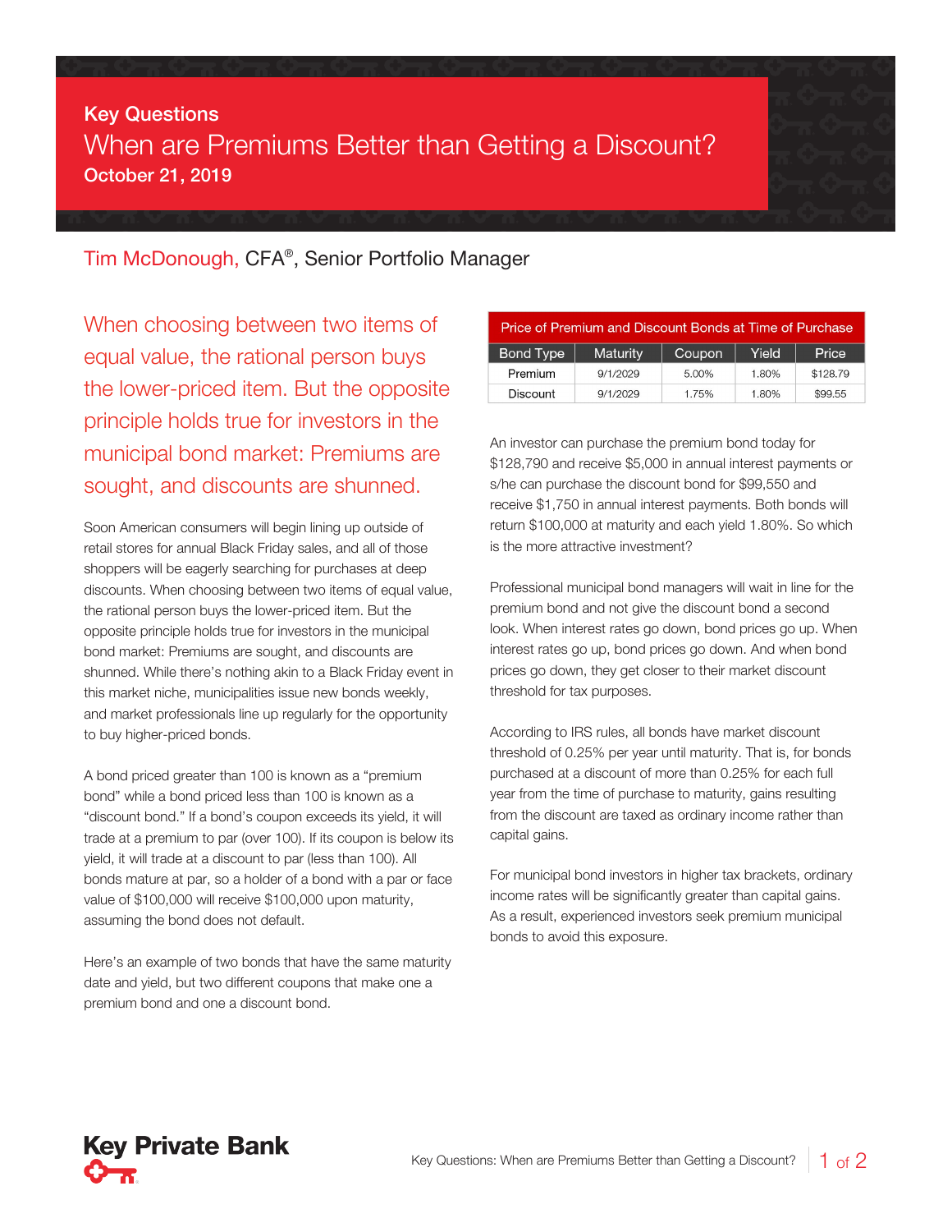Key Questions

# When are Premiums Better than Getting a Discount?

October 21, 2019

Tim McDonough, CFA®, Senior Portfolio Manager

When choosing between two items of equal value, the rational person buys the lower-priced item. But the opposite principle holds true for investors in the municipal bond market: Premiums are sought, and discounts are shunned.

Soon American consumers will begin lining up outside of retail stores for annual Black Friday sales, and all of those shoppers will be eagerly searching for purchases at deep discounts. When choosing between two items of equal value, the rational person buys the lower-priced item. But the opposite principle holds true for investors in the municipal bond market: Premiums are sought, and discounts are shunned. While there's nothing akin to a Black Friday event in this market niche, municipalities issue new bonds weekly, and market professionals line up regularly for the opportunity to buy higher-priced bonds.

A bond priced greater than 100 is known as a "premium bond" while a bond priced less than 100 is known as a "discount bond." If a bond's coupon exceeds its yield, it will trade at a premium to par (over 100). If its coupon is below its yield, it will trade at a discount to par (less than 100). All bonds mature at par, so a holder of a bond with a par or face value of $100,000 will receive $100,000 upon maturity, assuming the bond does not default.

Here's an example of two bonds that have the same maturity date and yield, but two different coupons that make one a premium bond and one a discount bond.

**Price of Premium and Discount Bonds at Time of Purchase**

| Bond Type | Maturity | Coupon | Yield | Price |
|---|---|---|---|---|
| Premium | 9/1/2029 | 5.00% | 1.80% | $128.79 |
| Discount | 9/1/2029 | 1.75% | 1.80% | $99.55 |

An investor can purchase the premium bond today for $128,790 and receive $5,000 in annual interest payments or s/he can purchase the discount bond for $99,550 and receive $1,750 in annual interest payments. Both bonds will return $100,000 at maturity and each yield 1.80%. So which is the more attractive investment?

Professional municipal bond managers will wait in line for the premium bond and not give the discount bond a second look. When interest rates go down, bond prices go up. When interest rates go up, bond prices go down. And when bond prices go down, they get closer to their market discount threshold for tax purposes.

According to IRS rules, all bonds have market discount threshold of 0.25% per year until maturity. That is, for bonds purchased at a discount of more than 0.25% for each full year from the time of purchase to maturity, gains resulting from the discount are taxed as ordinary income rather than capital gains.

For municipal bond investors in higher tax brackets, ordinary income rates will be significantly greater than capital gains. As a result, experienced investors seek premium municipal bonds to avoid this exposure.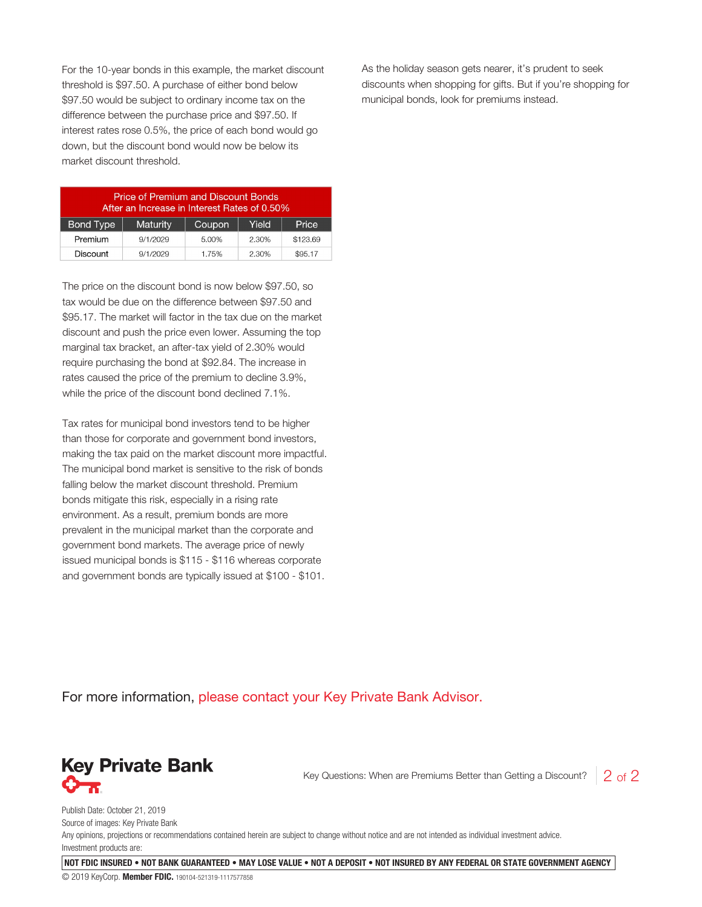For the 10-year bonds in this example, the market discount threshold is $97.50. A purchase of either bond below $97.50 would be subject to ordinary income tax on the difference between the purchase price and $97.50. If interest rates rose 0.5%, the price of each bond would go down, but the discount bond would now be below its market discount threshold.

| Price of Premium and Discount Bonds After an Increase in Interest Rates of 0.50% | | | | |
|---|---|---|---|---|
| Bond Type | Maturity | Coupon | Yield | Price |
| Premium | 9/1/2029 | 5.00% | 2.30% | $123.69 |
| Discount | 9/1/2029 | 1.75% | 2.30% | $95.17 |

The price on the discount bond is now below $97.50, so tax would be due on the difference between $97.50 and $95.17. The market will factor in the tax due on the market discount and push the price even lower. Assuming the top marginal tax bracket, an after-tax yield of 2.30% would require purchasing the bond at $92.84. The increase in rates caused the price of the premium to decline 3.9%, while the price of the discount bond declined 7.1%.

Tax rates for municipal bond investors tend to be higher than those for corporate and government bond investors, making the tax paid on the market discount more impactful. The municipal bond market is sensitive to the risk of bonds falling below the market discount threshold. Premium bonds mitigate this risk, especially in a rising rate environment. As a result, premium bonds are more prevalent in the municipal market than the corporate and government bond markets. The average price of newly issued municipal bonds is $115 - $116 whereas corporate and government bonds are typically issued at $100 - $101.

As the holiday season gets nearer, it's prudent to seek discounts when shopping for gifts. But if you're shopping for municipal bonds, look for premiums instead.

For more information, please contact your Key Private Bank Advisor.

Key Private Bank

Publish Date: October 21, 2019

Source of images: Key Private Bank

Any opinions, projections or recommendations contained herein are subject to change without notice and are not intended as individual investment advice.

Investment products are:

**NOT FDIC INSURED • NOT BANK GUARANTEED • MAY LOSE VALUE • NOT A DEPOSIT • NOT INSURED BY ANY FEDERAL OR STATE GOVERNMENT AGENCY**

© 2019 KeyCorp. **Member FDIC.** 190104-521319-1117577858